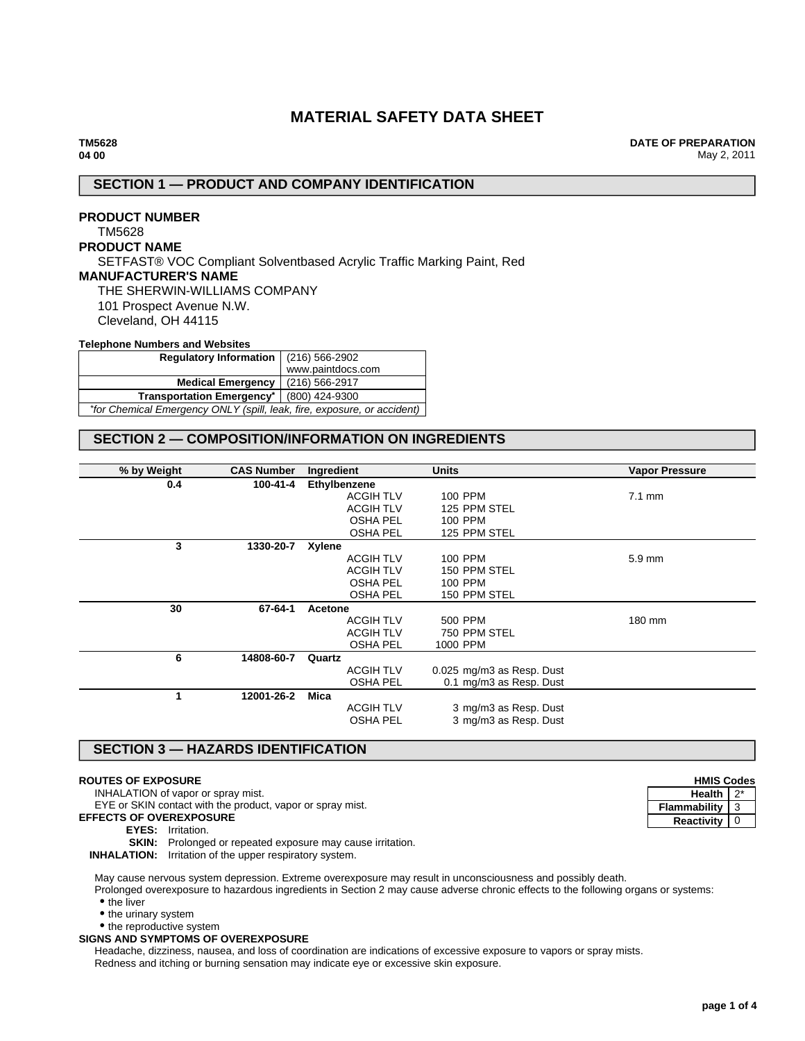# MATERIAL SAFETY DATA SHEET

**TM5628**
**04 00**

**DATE OF PREPARATION**
May 2, 2011

## SECTION 1 — PRODUCT AND COMPANY IDENTIFICATION

**PRODUCT NUMBER**
TM5628

**PRODUCT NAME**
SETFAST® VOC Compliant Solventbased Acrylic Traffic Marking Paint, Red

**MANUFACTURER'S NAME**
THE SHERWIN-WILLIAMS COMPANY
101 Prospect Avenue N.W.
Cleveland, OH 44115

**Telephone Numbers and Websites**

| | |
|---|---|
| **Regulatory Information** | (216) 566-2902<br>www.paintdocs.com |
| **Medical Emergency** | (216) 566-2917 |
| **Transportation Emergency*** | (800) 424-9300 |

*\*for Chemical Emergency ONLY (spill, leak, fire, exposure, or accident)*

## SECTION 2 — COMPOSITION/INFORMATION ON INGREDIENTS

| % by Weight | CAS Number | Ingredient | Units | Vapor Pressure |
|---|---|---|---|---|
| 0.4 | 100-41-4 | **Ethylbenzene** | | |
| | | ACGIH TLV | 100 PPM | 7.1 mm |
| | | ACGIH TLV | 125 PPM STEL | |
| | | OSHA PEL | 100 PPM | |
| | | OSHA PEL | 125 PPM STEL | |
| 3 | 1330-20-7 | **Xylene** | | |
| | | ACGIH TLV | 100 PPM | 5.9 mm |
| | | ACGIH TLV | 150 PPM STEL | |
| | | OSHA PEL | 100 PPM | |
| | | OSHA PEL | 150 PPM STEL | |
| 30 | 67-64-1 | **Acetone** | | |
| | | ACGIH TLV | 500 PPM | 180 mm |
| | | ACGIH TLV | 750 PPM STEL | |
| | | OSHA PEL | 1000 PPM | |
| 6 | 14808-60-7 | **Quartz** | | |
| | | ACGIH TLV | 0.025 mg/m3 as Resp. Dust | |
| | | OSHA PEL | 0.1 mg/m3 as Resp. Dust | |
| 1 | 12001-26-2 | **Mica** | | |
| | | ACGIH TLV | 3 mg/m3 as Resp. Dust | |
| | | OSHA PEL | 3 mg/m3 as Resp. Dust | |

## SECTION 3 — HAZARDS IDENTIFICATION

**HMIS Codes**

| | |
|---|---|
| **Health** | 2* |
| **Flammability** | 3 |
| **Reactivity** | 0 |

**ROUTES OF EXPOSURE**
INHALATION of vapor or spray mist.
EYE or SKIN contact with the product, vapor or spray mist.

**EFFECTS OF OVEREXPOSURE**
**EYES:** Irritation.
**SKIN:** Prolonged or repeated exposure may cause irritation.
**INHALATION:** Irritation of the upper respiratory system.

May cause nervous system depression. Extreme overexposure may result in unconsciousness and possibly death.
Prolonged overexposure to hazardous ingredients in Section 2 may cause adverse chronic effects to the following organs or systems:

- the liver
- the urinary system
- the reproductive system

**SIGNS AND SYMPTOMS OF OVEREXPOSURE**
Headache, dizziness, nausea, and loss of coordination are indications of excessive exposure to vapors or spray mists.
Redness and itching or burning sensation may indicate eye or excessive skin exposure.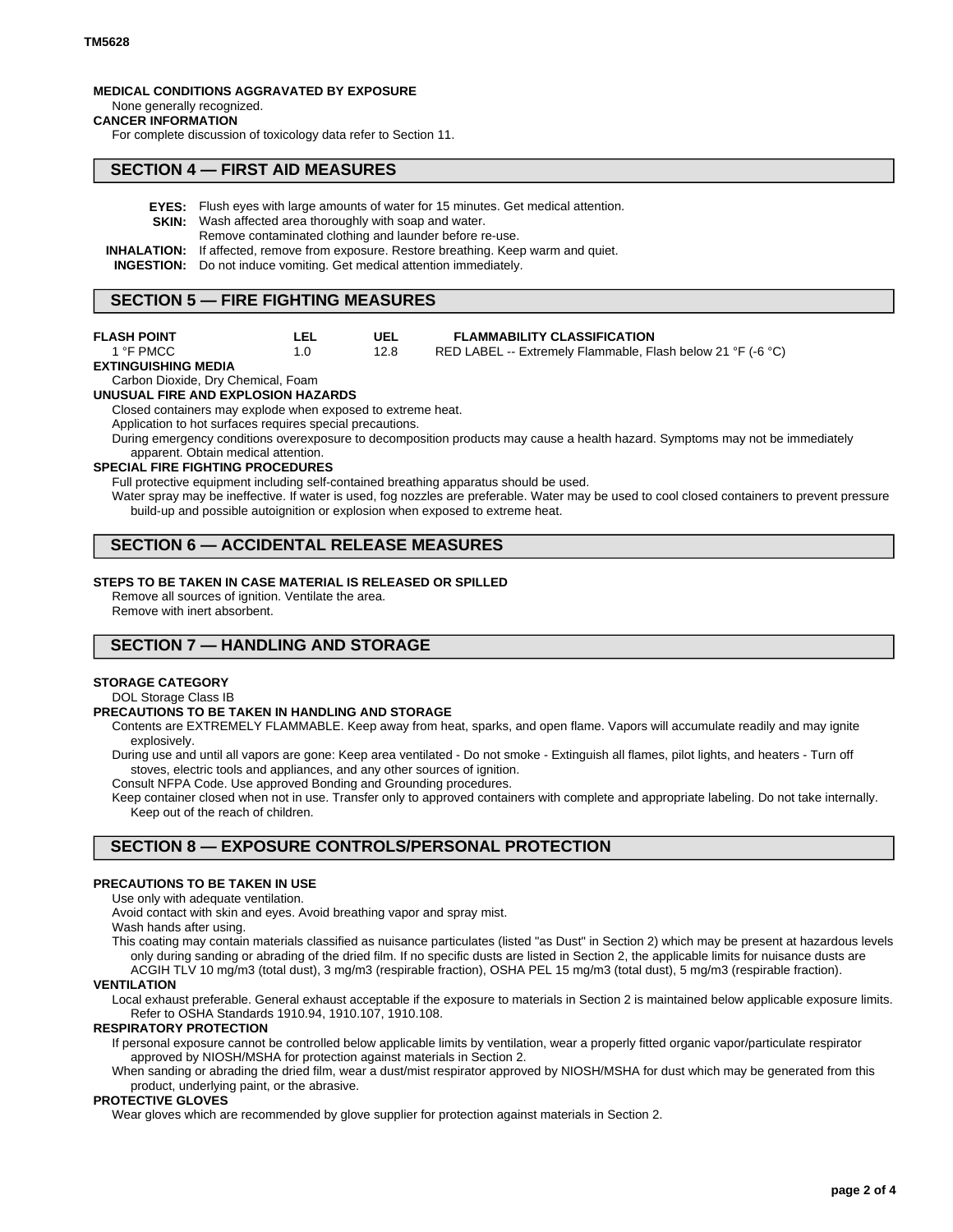**MEDICAL CONDITIONS AGGRAVATED BY EXPOSURE**

None generally recognized.

**CANCER INFORMATION**

For complete discussion of toxicology data refer to Section 11.

## SECTION 4 — FIRST AID MEASURES

**EYES:** Flush eyes with large amounts of water for 15 minutes. Get medical attention.

**SKIN:** Wash affected area thoroughly with soap and water.
Remove contaminated clothing and launder before re-use.

**INHALATION:** If affected, remove from exposure. Restore breathing. Keep warm and quiet.

**INGESTION:** Do not induce vomiting. Get medical attention immediately.

## SECTION 5 — FIRE FIGHTING MEASURES

| FLASH POINT | LEL | UEL | FLAMMABILITY CLASSIFICATION |
|---|---|---|---|
| 1 °F PMCC | 1.0 | 12.8 | RED LABEL -- Extremely Flammable, Flash below 21 °F (-6 °C) |

**EXTINGUISHING MEDIA**

Carbon Dioxide, Dry Chemical, Foam

**UNUSUAL FIRE AND EXPLOSION HAZARDS**

Closed containers may explode when exposed to extreme heat.

Application to hot surfaces requires special precautions.

During emergency conditions overexposure to decomposition products may cause a health hazard. Symptoms may not be immediately apparent. Obtain medical attention.

**SPECIAL FIRE FIGHTING PROCEDURES**

Full protective equipment including self-contained breathing apparatus should be used.

Water spray may be ineffective. If water is used, fog nozzles are preferable. Water may be used to cool closed containers to prevent pressure build-up and possible autoignition or explosion when exposed to extreme heat.

## SECTION 6 — ACCIDENTAL RELEASE MEASURES

**STEPS TO BE TAKEN IN CASE MATERIAL IS RELEASED OR SPILLED**

Remove all sources of ignition. Ventilate the area.

Remove with inert absorbent.

## SECTION 7 — HANDLING AND STORAGE

**STORAGE CATEGORY**

DOL Storage Class IB

**PRECAUTIONS TO BE TAKEN IN HANDLING AND STORAGE**

Contents are EXTREMELY FLAMMABLE. Keep away from heat, sparks, and open flame. Vapors will accumulate readily and may ignite explosively.

During use and until all vapors are gone: Keep area ventilated - Do not smoke - Extinguish all flames, pilot lights, and heaters - Turn off stoves, electric tools and appliances, and any other sources of ignition.

Consult NFPA Code. Use approved Bonding and Grounding procedures.

Keep container closed when not in use. Transfer only to approved containers with complete and appropriate labeling. Do not take internally. Keep out of the reach of children.

## SECTION 8 — EXPOSURE CONTROLS/PERSONAL PROTECTION

**PRECAUTIONS TO BE TAKEN IN USE**

Use only with adequate ventilation.

Avoid contact with skin and eyes. Avoid breathing vapor and spray mist.

Wash hands after using.

This coating may contain materials classified as nuisance particulates (listed "as Dust" in Section 2) which may be present at hazardous levels only during sanding or abrading of the dried film. If no specific dusts are listed in Section 2, the applicable limits for nuisance dusts are ACGIH TLV 10 mg/m3 (total dust), 3 mg/m3 (respirable fraction), OSHA PEL 15 mg/m3 (total dust), 5 mg/m3 (respirable fraction).

**VENTILATION**

Local exhaust preferable. General exhaust acceptable if the exposure to materials in Section 2 is maintained below applicable exposure limits. Refer to OSHA Standards 1910.94, 1910.107, 1910.108.

**RESPIRATORY PROTECTION**

If personal exposure cannot be controlled below applicable limits by ventilation, wear a properly fitted organic vapor/particulate respirator approved by NIOSH/MSHA for protection against materials in Section 2.

When sanding or abrading the dried film, wear a dust/mist respirator approved by NIOSH/MSHA for dust which may be generated from this product, underlying paint, or the abrasive.

**PROTECTIVE GLOVES**

Wear gloves which are recommended by glove supplier for protection against materials in Section 2.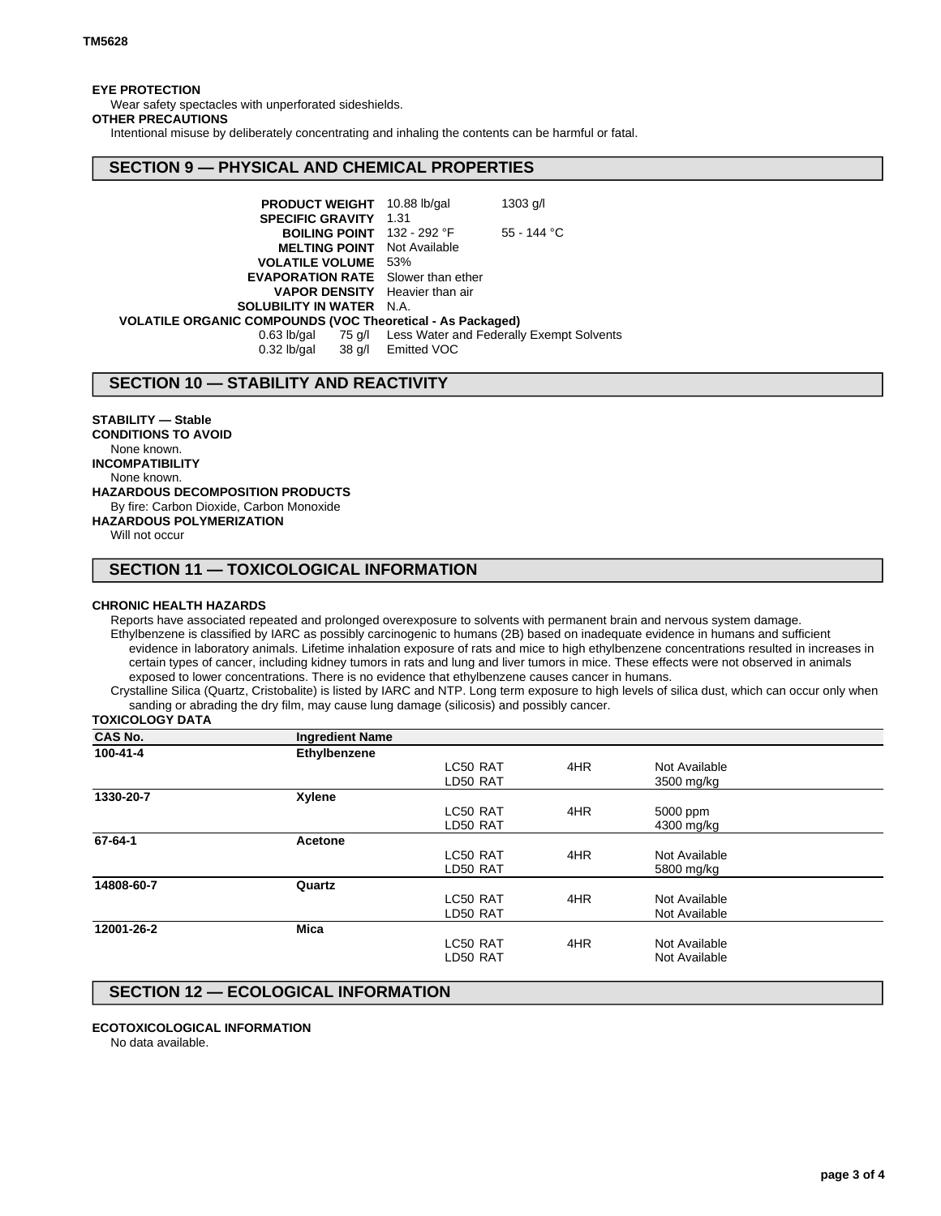**EYE PROTECTION**

Wear safety spectacles with unperforated sideshields.

**OTHER PRECAUTIONS**

Intentional misuse by deliberately concentrating and inhaling the contents can be harmful or fatal.

## SECTION 9 — PHYSICAL AND CHEMICAL PROPERTIES

| | | |
|---|---|---|
| **PRODUCT WEIGHT** | 10.88 lb/gal | 1303 g/l |
| **SPECIFIC GRAVITY** | 1.31 | |
| **BOILING POINT** | 132 - 292 °F | 55 - 144 °C |
| **MELTING POINT** | Not Available | |
| **VOLATILE VOLUME** | 53% | |
| **EVAPORATION RATE** | Slower than ether | |
| **VAPOR DENSITY** | Heavier than air | |
| **SOLUBILITY IN WATER** | N.A. | |

**VOLATILE ORGANIC COMPOUNDS (VOC Theoretical - As Packaged)**

| | | |
|---|---|---|
| 0.63 lb/gal | 75 g/l | Less Water and Federally Exempt Solvents |
| 0.32 lb/gal | 38 g/l | Emitted VOC |

## SECTION 10 — STABILITY AND REACTIVITY

**STABILITY — Stable**

**CONDITIONS TO AVOID**

None known.

**INCOMPATIBILITY**

None known.

**HAZARDOUS DECOMPOSITION PRODUCTS**

By fire: Carbon Dioxide, Carbon Monoxide

**HAZARDOUS POLYMERIZATION**

Will not occur

## SECTION 11 — TOXICOLOGICAL INFORMATION

**CHRONIC HEALTH HAZARDS**

Reports have associated repeated and prolonged overexposure to solvents with permanent brain and nervous system damage.

Ethylbenzene is classified by IARC as possibly carcinogenic to humans (2B) based on inadequate evidence in humans and sufficient evidence in laboratory animals. Lifetime inhalation exposure of rats and mice to high ethylbenzene concentrations resulted in increases in certain types of cancer, including kidney tumors in rats and lung and liver tumors in mice. These effects were not observed in animals exposed to lower concentrations. There is no evidence that ethylbenzene causes cancer in humans.

Crystalline Silica (Quartz, Cristobalite) is listed by IARC and NTP. Long term exposure to high levels of silica dust, which can occur only when sanding or abrading the dry film, may cause lung damage (silicosis) and possibly cancer.

**TOXICOLOGY DATA**

| CAS No. | Ingredient Name | | | |
|---|---|---|---|---|
| **100-41-4** | **Ethylbenzene** | | | |
| | | LC50 RAT | 4HR | Not Available |
| | | LD50 RAT | | 3500 mg/kg |
| **1330-20-7** | **Xylene** | | | |
| | | LC50 RAT | 4HR | 5000 ppm |
| | | LD50 RAT | | 4300 mg/kg |
| **67-64-1** | **Acetone** | | | |
| | | LC50 RAT | 4HR | Not Available |
| | | LD50 RAT | | 5800 mg/kg |
| **14808-60-7** | **Quartz** | | | |
| | | LC50 RAT | 4HR | Not Available |
| | | LD50 RAT | | Not Available |
| **12001-26-2** | **Mica** | | | |
| | | LC50 RAT | 4HR | Not Available |
| | | LD50 RAT | | Not Available |

## SECTION 12 — ECOLOGICAL INFORMATION

**ECOTOXICOLOGICAL INFORMATION**

No data available.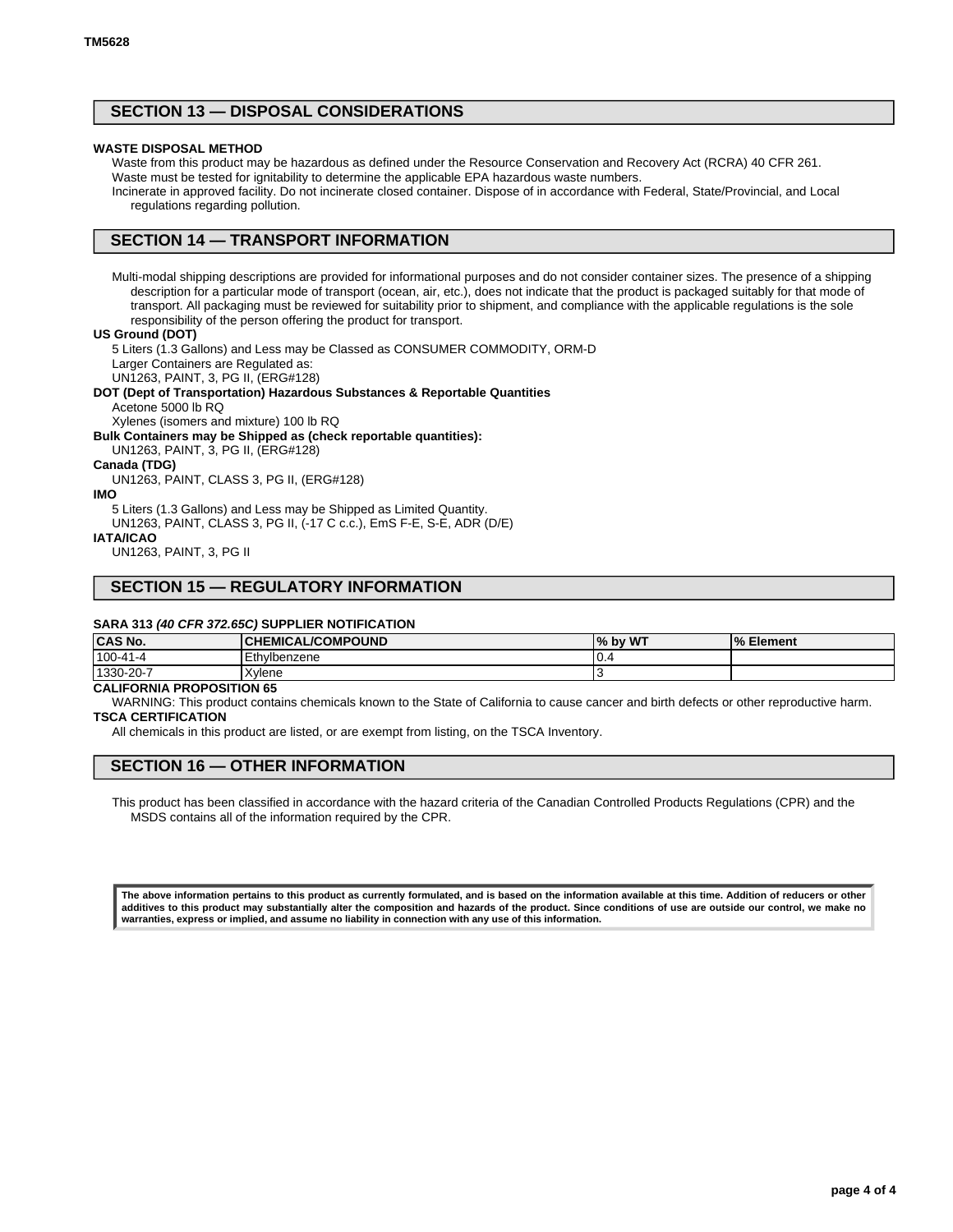## SECTION 13 — DISPOSAL CONSIDERATIONS

**WASTE DISPOSAL METHOD**

Waste from this product may be hazardous as defined under the Resource Conservation and Recovery Act (RCRA) 40 CFR 261.
Waste must be tested for ignitability to determine the applicable EPA hazardous waste numbers.
Incinerate in approved facility. Do not incinerate closed container. Dispose of in accordance with Federal, State/Provincial, and Local regulations regarding pollution.

## SECTION 14 — TRANSPORT INFORMATION

Multi-modal shipping descriptions are provided for informational purposes and do not consider container sizes. The presence of a shipping description for a particular mode of transport (ocean, air, etc.), does not indicate that the product is packaged suitably for that mode of transport. All packaging must be reviewed for suitability prior to shipment, and compliance with the applicable regulations is the sole responsibility of the person offering the product for transport.

**US Ground (DOT)**

5 Liters (1.3 Gallons) and Less may be Classed as CONSUMER COMMODITY, ORM-D
Larger Containers are Regulated as:
UN1263, PAINT, 3, PG II, (ERG#128)

**DOT (Dept of Transportation) Hazardous Substances & Reportable Quantities**

Acetone 5000 lb RQ
Xylenes (isomers and mixture) 100 lb RQ

**Bulk Containers may be Shipped as (check reportable quantities):**

UN1263, PAINT, 3, PG II, (ERG#128)

**Canada (TDG)**

UN1263, PAINT, CLASS 3, PG II, (ERG#128)

**IMO**

5 Liters (1.3 Gallons) and Less may be Shipped as Limited Quantity.
UN1263, PAINT, CLASS 3, PG II, (-17 C c.c.), EmS F-E, S-E, ADR (D/E)

**IATA/ICAO**

UN1263, PAINT, 3, PG II

## SECTION 15 — REGULATORY INFORMATION

**SARA 313 *(40 CFR 372.65C)* SUPPLIER NOTIFICATION**

| CAS No. | CHEMICAL/COMPOUND | % by WT | % Element |
|---|---|---|---|
| 100-41-4 | Ethylbenzene | 0.4 | |
| 1330-20-7 | Xylene | 3 | |

**CALIFORNIA PROPOSITION 65**

WARNING: This product contains chemicals known to the State of California to cause cancer and birth defects or other reproductive harm.

**TSCA CERTIFICATION**

All chemicals in this product are listed, or are exempt from listing, on the TSCA Inventory.

## SECTION 16 — OTHER INFORMATION

This product has been classified in accordance with the hazard criteria of the Canadian Controlled Products Regulations (CPR) and the MSDS contains all of the information required by the CPR.

**The above information pertains to this product as currently formulated, and is based on the information available at this time. Addition of reducers or other additives to this product may substantially alter the composition and hazards of the product. Since conditions of use are outside our control, we make no warranties, express or implied, and assume no liability in connection with any use of this information.**